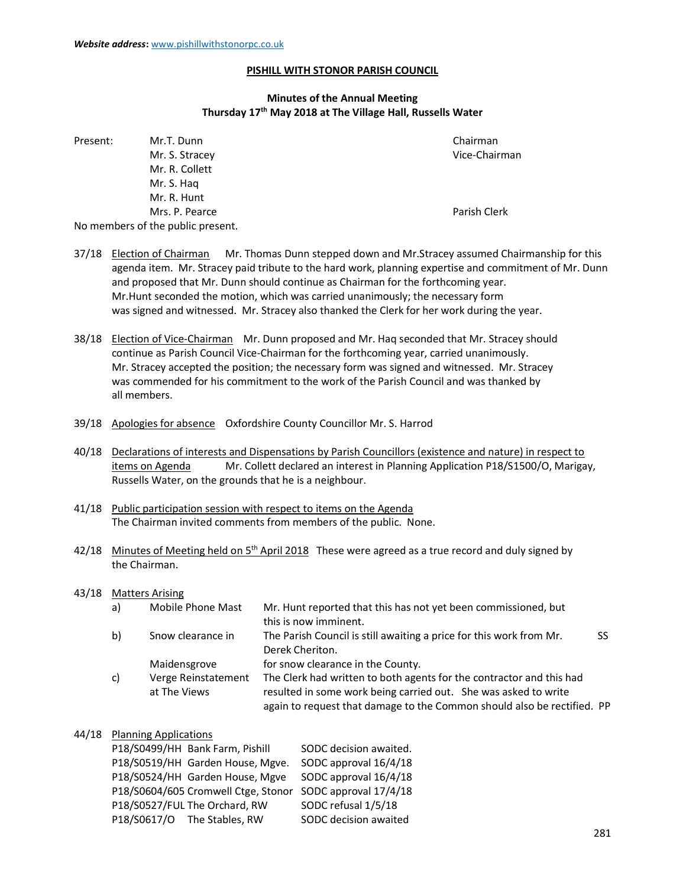*Website address***:** www.pishillwithstonorpc.co.uk

## PISHILL WITH STONOR PARISH COUNCIL

### Minutes of the Annual Meeting
### Thursday 17th May 2018 at The Village Hall, Russells Water

| Present: | | |
|---|---|---|
| | Mr.T. Dunn | Chairman |
| | Mr. S. Stracey | Vice-Chairman |
| | Mr. R. Collett | |
| | Mr. S. Haq | |
| | Mr. R. Hunt | |
| | Mrs. P. Pearce | Parish Clerk |

No members of the public present.

37/18 Election of Chairman Mr. Thomas Dunn stepped down and Mr.Stracey assumed Chairmanship for this agenda item. Mr. Stracey paid tribute to the hard work, planning expertise and commitment of Mr. Dunn and proposed that Mr. Dunn should continue as Chairman for the forthcoming year. Mr.Hunt seconded the motion, which was carried unanimously; the necessary form was signed and witnessed. Mr. Stracey also thanked the Clerk for her work during the year.

38/18 Election of Vice-Chairman Mr. Dunn proposed and Mr. Haq seconded that Mr. Stracey should continue as Parish Council Vice-Chairman for the forthcoming year, carried unanimously. Mr. Stracey accepted the position; the necessary form was signed and witnessed. Mr. Stracey was commended for his commitment to the work of the Parish Council and was thanked by all members.

39/18 Apologies for absence Oxfordshire County Councillor Mr. S. Harrod

40/18 Declarations of interests and Dispensations by Parish Councillors (existence and nature) in respect to items on Agenda Mr. Collett declared an interest in Planning Application P18/S1500/O, Marigay, Russells Water, on the grounds that he is a neighbour.

41/18 Public participation session with respect to items on the Agenda
The Chairman invited comments from members of the public. None.

42/18 Minutes of Meeting held on 5th April 2018 These were agreed as a true record and duly signed by the Chairman.

43/18 Matters Arising

| | | | |
|---|---|---|---|
| a) | Mobile Phone Mast | Mr. Hunt reported that this has not yet been commissioned, but this is now imminent. | |
| b) | Snow clearance in Maidensgrove | The Parish Council is still awaiting a price for this work from Mr. Derek Cheriton. for snow clearance in the County. | SS |
| c) | Verge Reinstatement at The Views | The Clerk had written to both agents for the contractor and this had resulted in some work being carried out. She was asked to write again to request that damage to the Common should also be rectified. | PP |

44/18 Planning Applications

| | |
|---|---|
| P18/S0499/HH Bank Farm, Pishill | SODC decision awaited. |
| P18/S0519/HH Garden House, Mgve. | SODC approval 16/4/18 |
| P18/S0524/HH Garden House, Mgve | SODC approval 16/4/18 |
| P18/S0604/605 Cromwell Ctge, Stonor | SODC approval 17/4/18 |
| P18/S0527/FUL The Orchard, RW | SODC refusal 1/5/18 |
| P18/S0617/O The Stables, RW | SODC decision awaited |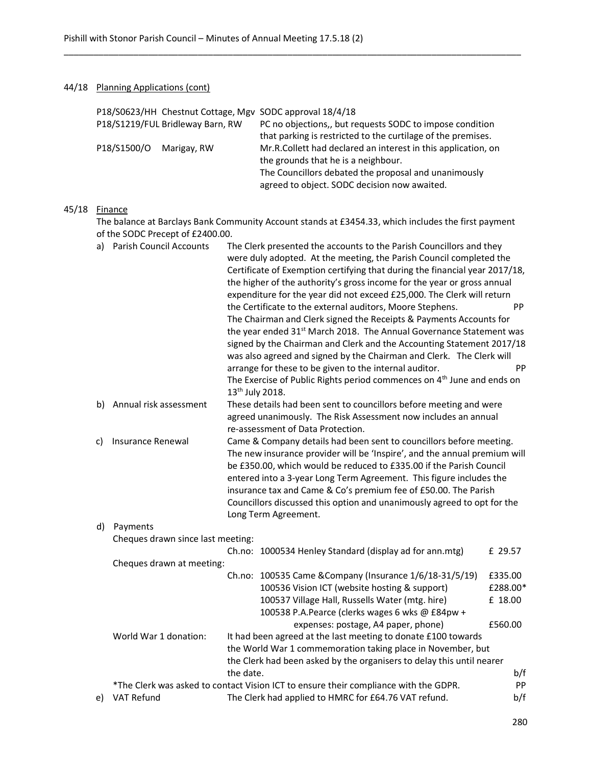## 44/18 Planning Applications (cont)

| | |
|---|---|
| P18/S0623/HH Chestnut Cottage, Mgv | SODC approval 18/4/18 |
| P18/S1219/FUL Bridleway Barn, RW | PC no objections,, but requests SODC to impose condition that parking is restricted to the curtilage of the premises. |
| P18/S1500/O Marigay, RW | Mr.R.Collett had declared an interest in this application, on the grounds that he is a neighbour. The Councillors debated the proposal and unanimously agreed to object. SODC decision now awaited. |

## 45/18 Finance

The balance at Barclays Bank Community Account stands at £3454.33, which includes the first payment of the SODC Precept of £2400.00.

a) Parish Council Accounts — The Clerk presented the accounts to the Parish Councillors and they were duly adopted. At the meeting, the Parish Council completed the Certificate of Exemption certifying that during the financial year 2017/18, the higher of the authority's gross income for the year or gross annual expenditure for the year did not exceed £25,000. The Clerk will return the Certificate to the external auditors, Moore Stephens. **PP**

The Chairman and Clerk signed the Receipts & Payments Accounts for the year ended 31st March 2018. The Annual Governance Statement was signed by the Chairman and Clerk and the Accounting Statement 2017/18 was also agreed and signed by the Chairman and Clerk. The Clerk will arrange for these to be given to the internal auditor. **PP**

The Exercise of Public Rights period commences on 4th June and ends on 13th July 2018.

b) Annual risk assessment — These details had been sent to councillors before meeting and were agreed unanimously. The Risk Assessment now includes an annual re-assessment of Data Protection.

c) Insurance Renewal — Came & Company details had been sent to councillors before meeting. The new insurance provider will be 'Inspire', and the annual premium will be £350.00, which would be reduced to £335.00 if the Parish Council entered into a 3-year Long Term Agreement. This figure includes the insurance tax and Came & Co's premium fee of £50.00. The Parish Councillors discussed this option and unanimously agreed to opt for the Long Term Agreement.

d) Payments

Cheques drawn since last meeting:

| | | |
|---|---|---|
| Ch.no: | 1000534 Henley Standard (display ad for ann.mtg) | £ 29.57 |

Cheques drawn at meeting:

| | | |
|---|---|---|
| Ch.no: | 100535 Came &Company (Insurance 1/6/18-31/5/19) | £335.00 |
| | 100536 Vision ICT (website hosting & support) | £288.00* |
| | 100537 Village Hall, Russells Water (mtg. hire) | £ 18.00 |
| | 100538 P.A.Pearce (clerks wages 6 wks @ £84pw + expenses: postage, A4 paper, phone) | £560.00 |

World War 1 donation: It had been agreed at the last meeting to donate £100 towards the World War 1 commemoration taking place in November, but the Clerk had been asked by the organisers to delay this until nearer the date. **b/f**

*The Clerk was asked to contact Vision ICT to ensure their compliance with the GDPR. **PP**

e) VAT Refund — The Clerk had applied to HMRC for £64.76 VAT refund. **b/f**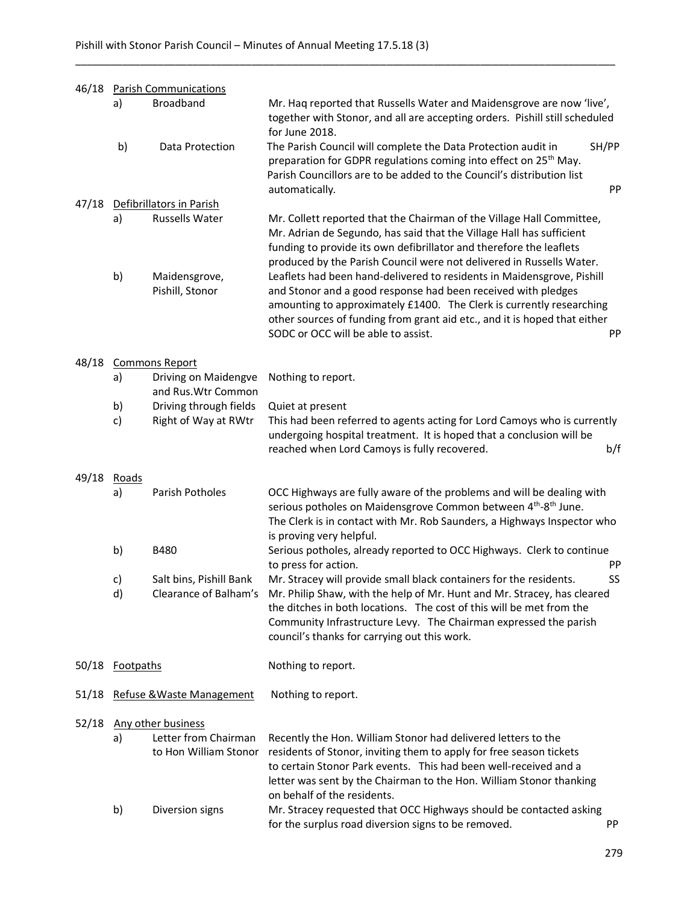**46/18 Parish Communications**

a) Broadband — Mr. Haq reported that Russells Water and Maidensgrove are now 'live', together with Stonor, and all are accepting orders. Pishill still scheduled for June 2018.

b) Data Protection — The Parish Council will complete the Data Protection audit in preparation for GDPR regulations coming into effect on 25th May. **SH/PP**
Parish Councillors are to be added to the Council's distribution list automatically. **PP**

**47/18 Defibrillators in Parish**

a) Russells Water — Mr. Collett reported that the Chairman of the Village Hall Committee, Mr. Adrian de Segundo, has said that the Village Hall has sufficient funding to provide its own defibrillator and therefore the leaflets produced by the Parish Council were not delivered in Russells Water.

b) Maidensgrove, Pishill, Stonor — Leaflets had been hand-delivered to residents in Maidensgrove, Pishill and Stonor and a good response had been received with pledges amounting to approximately £1400. The Clerk is currently researching other sources of funding from grant aid etc., and it is hoped that either SODC or OCC will be able to assist. **PP**

**48/18 Commons Report**

a) Driving on Maidengve and Rus.Wtr Common — Nothing to report.

b) Driving through fields — Quiet at present

c) Right of Way at RWtr — This had been referred to agents acting for Lord Camoys who is currently undergoing hospital treatment. It is hoped that a conclusion will be reached when Lord Camoys is fully recovered. **b/f**

**49/18 Roads**

a) Parish Potholes — OCC Highways are fully aware of the problems and will be dealing with serious potholes on Maidensgrove Common between 4th-8th June. The Clerk is in contact with Mr. Rob Saunders, a Highways Inspector who is proving very helpful.

b) B480 — Serious potholes, already reported to OCC Highways. Clerk to continue to press for action. **PP**

c) Salt bins, Pishill Bank — Mr. Stracey will provide small black containers for the residents. **SS**

d) Clearance of Balham's — Mr. Philip Shaw, with the help of Mr. Hunt and Mr. Stracey, has cleared the ditches in both locations. The cost of this will be met from the Community Infrastructure Levy. The Chairman expressed the parish council's thanks for carrying out this work.

**50/18 Footpaths** — Nothing to report.

**51/18 Refuse &Waste Management** — Nothing to report.

**52/18 Any other business**

a) Letter from Chairman to Hon William Stonor — Recently the Hon. William Stonor had delivered letters to the residents of Stonor, inviting them to apply for free season tickets to certain Stonor Park events. This had been well-received and a letter was sent by the Chairman to the Hon. William Stonor thanking on behalf of the residents.

b) Diversion signs — Mr. Stracey requested that OCC Highways should be contacted asking for the surplus road diversion signs to be removed. **PP**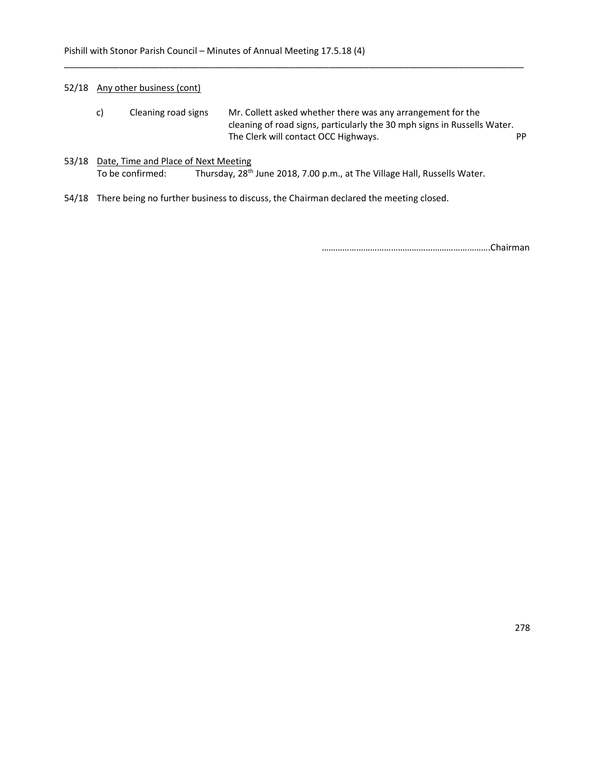52/18 Any other business (cont)

| | | | |
|---|---|---|---|
| c) | Cleaning road signs | Mr. Collett asked whether there was any arrangement for the cleaning of road signs, particularly the 30 mph signs in Russells Water. The Clerk will contact OCC Highways. | PP |

53/18 Date, Time and Place of Next Meeting

To be confirmed: Thursday, 28th June 2018, 7.00 p.m., at The Village Hall, Russells Water.

54/18 There being no further business to discuss, the Chairman declared the meeting closed.

…………………………………………………………….Chairman